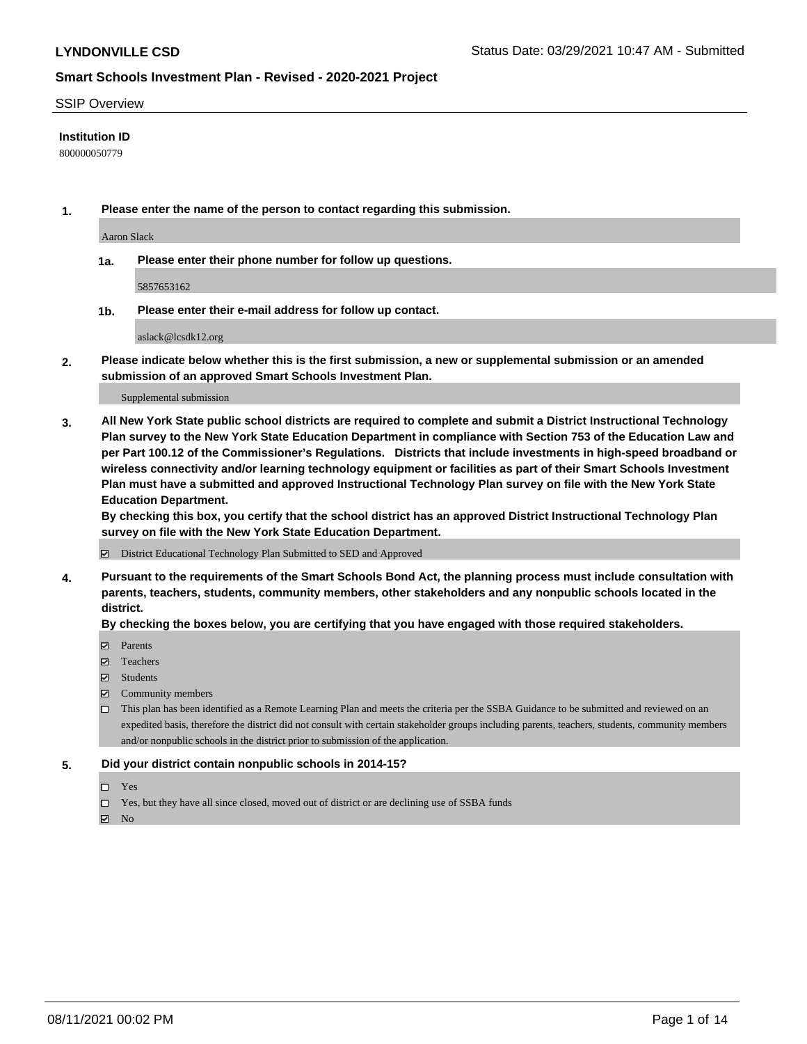## SSIP Overview

**Institution ID**

800000050779

**1. Please enter the name of the person to contact regarding this submission.**

Aaron Slack

**1a. Please enter their phone number for follow up questions.**

5857653162

**1b. Please enter their e-mail address for follow up contact.**

aslack@lcsdk12.org

**2. Please indicate below whether this is the first submission, a new or supplemental submission or an amended submission of an approved Smart Schools Investment Plan.**

Supplemental submission

**3. All New York State public school districts are required to complete and submit a District Instructional Technology Plan survey to the New York State Education Department in compliance with Section 753 of the Education Law and per Part 100.12 of the Commissioner's Regulations. Districts that include investments in high-speed broadband or wireless connectivity and/or learning technology equipment or facilities as part of their Smart Schools Investment Plan must have a submitted and approved Instructional Technology Plan survey on file with the New York State Education Department.**

**By checking this box, you certify that the school district has an approved District Instructional Technology Plan survey on file with the New York State Education Department.**

- [x] District Educational Technology Plan Submitted to SED and Approved

**4. Pursuant to the requirements of the Smart Schools Bond Act, the planning process must include consultation with parents, teachers, students, community members, other stakeholders and any nonpublic schools located in the district.**

**By checking the boxes below, you are certifying that you have engaged with those required stakeholders.**

- [x] Parents
- [x] Teachers
- [x] Students
- [x] Community members
- [ ] This plan has been identified as a Remote Learning Plan and meets the criteria per the SSBA Guidance to be submitted and reviewed on an expedited basis, therefore the district did not consult with certain stakeholder groups including parents, teachers, students, community members and/or nonpublic schools in the district prior to submission of the application.

**5. Did your district contain nonpublic schools in 2014-15?**

- [ ] Yes
- [ ] Yes, but they have all since closed, moved out of district or are declining use of SSBA funds
- [x] No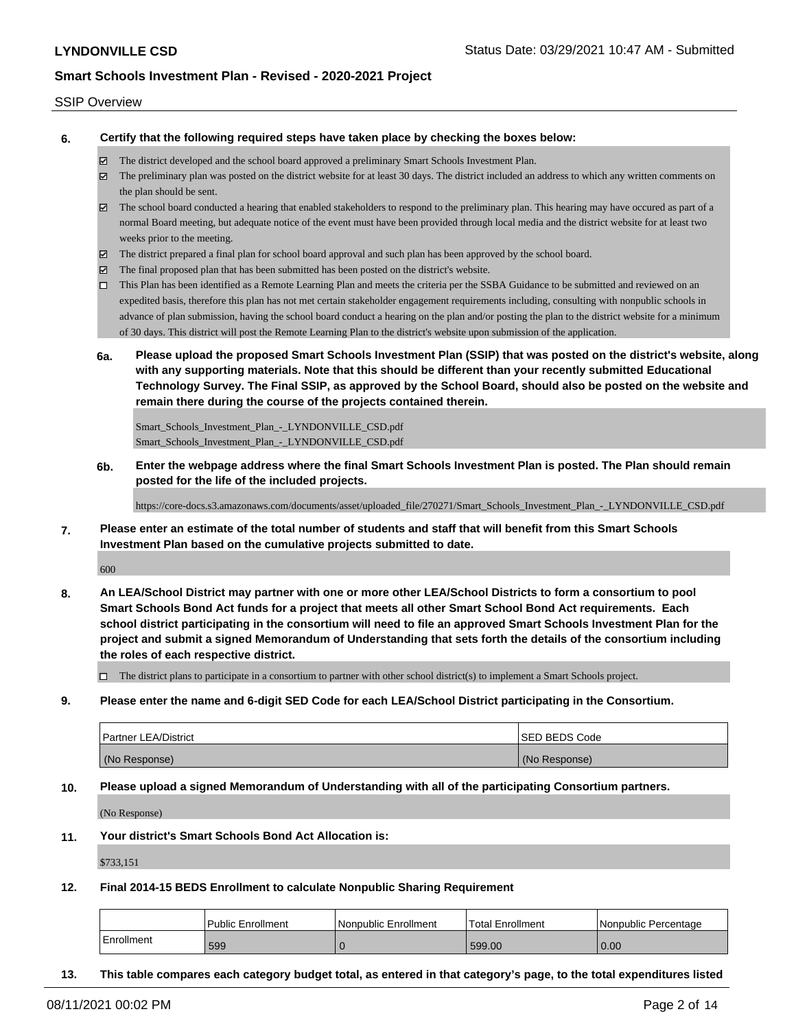SSIP Overview

**6. Certify that the following required steps have taken place by checking the boxes below:**

- ☑ The district developed and the school board approved a preliminary Smart Schools Investment Plan.
- ☑ The preliminary plan was posted on the district website for at least 30 days. The district included an address to which any written comments on the plan should be sent.
- ☑ The school board conducted a hearing that enabled stakeholders to respond to the preliminary plan. This hearing may have occured as part of a normal Board meeting, but adequate notice of the event must have been provided through local media and the district website for at least two weeks prior to the meeting.
- ☑ The district prepared a final plan for school board approval and such plan has been approved by the school board.
- ☑ The final proposed plan that has been submitted has been posted on the district's website.
- ☐ This Plan has been identified as a Remote Learning Plan and meets the criteria per the SSBA Guidance to be submitted and reviewed on an expedited basis, therefore this plan has not met certain stakeholder engagement requirements including, consulting with nonpublic schools in advance of plan submission, having the school board conduct a hearing on the plan and/or posting the plan to the district website for a minimum of 30 days. This district will post the Remote Learning Plan to the district's website upon submission of the application.

**6a. Please upload the proposed Smart Schools Investment Plan (SSIP) that was posted on the district's website, along with any supporting materials. Note that this should be different than your recently submitted Educational Technology Survey. The Final SSIP, as approved by the School Board, should also be posted on the website and remain there during the course of the projects contained therein.**

Smart_Schools_Investment_Plan_-_LYNDONVILLE_CSD.pdf
Smart_Schools_Investment_Plan_-_LYNDONVILLE_CSD.pdf

**6b. Enter the webpage address where the final Smart Schools Investment Plan is posted. The Plan should remain posted for the life of the included projects.**

https://core-docs.s3.amazonaws.com/documents/asset/uploaded_file/270271/Smart_Schools_Investment_Plan_-_LYNDONVILLE_CSD.pdf

**7. Please enter an estimate of the total number of students and staff that will benefit from this Smart Schools Investment Plan based on the cumulative projects submitted to date.**

600

**8. An LEA/School District may partner with one or more other LEA/School Districts to form a consortium to pool Smart Schools Bond Act funds for a project that meets all other Smart School Bond Act requirements. Each school district participating in the consortium will need to file an approved Smart Schools Investment Plan for the project and submit a signed Memorandum of Understanding that sets forth the details of the consortium including the roles of each respective district.**

- ☐ The district plans to participate in a consortium to partner with other school district(s) to implement a Smart Schools project.

**9. Please enter the name and 6-digit SED Code for each LEA/School District participating in the Consortium.**

| Partner LEA/District | SED BEDS Code |
|---|---|
| (No Response) | (No Response) |

**10. Please upload a signed Memorandum of Understanding with all of the participating Consortium partners.**

(No Response)

**11. Your district's Smart Schools Bond Act Allocation is:**

$733,151

**12. Final 2014-15 BEDS Enrollment to calculate Nonpublic Sharing Requirement**

| | Public Enrollment | Nonpublic Enrollment | Total Enrollment | Nonpublic Percentage |
|---|---|---|---|---|
| Enrollment | 599 | 0 | 599.00 | 0.00 |

**13. This table compares each category budget total, as entered in that category's page, to the total expenditures listed**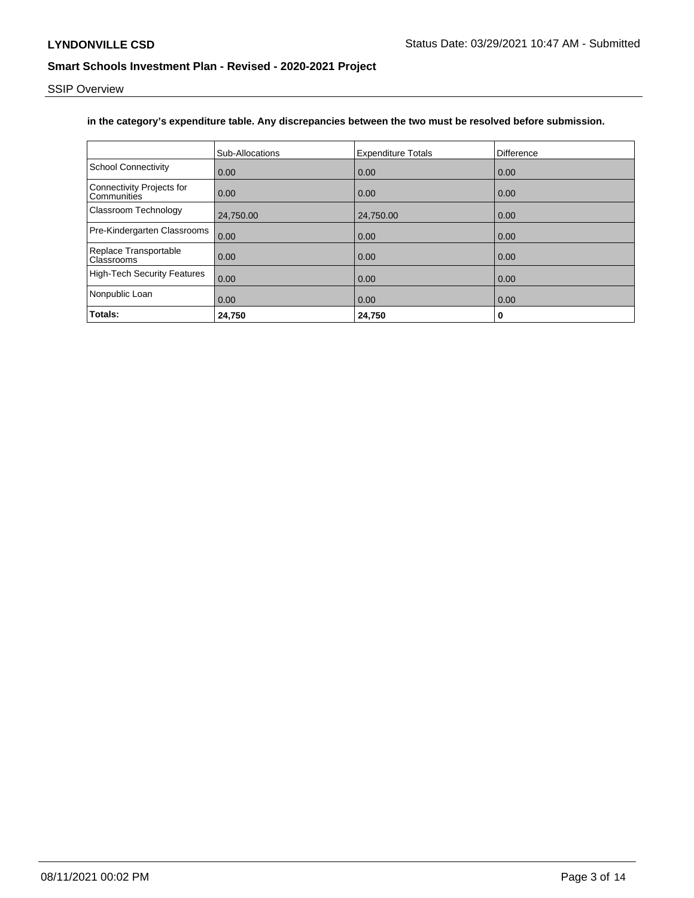**in the category's expenditure table. Any discrepancies between the two must be resolved before submission.**

| | Sub-Allocations | Expenditure Totals | Difference |
|---|---|---|---|
| School Connectivity | 0.00 | 0.00 | 0.00 |
| Connectivity Projects for Communities | 0.00 | 0.00 | 0.00 |
| Classroom Technology | 24,750.00 | 24,750.00 | 0.00 |
| Pre-Kindergarten Classrooms | 0.00 | 0.00 | 0.00 |
| Replace Transportable Classrooms | 0.00 | 0.00 | 0.00 |
| High-Tech Security Features | 0.00 | 0.00 | 0.00 |
| Nonpublic Loan | 0.00 | 0.00 | 0.00 |
| **Totals:** | **24,750** | **24,750** | **0** |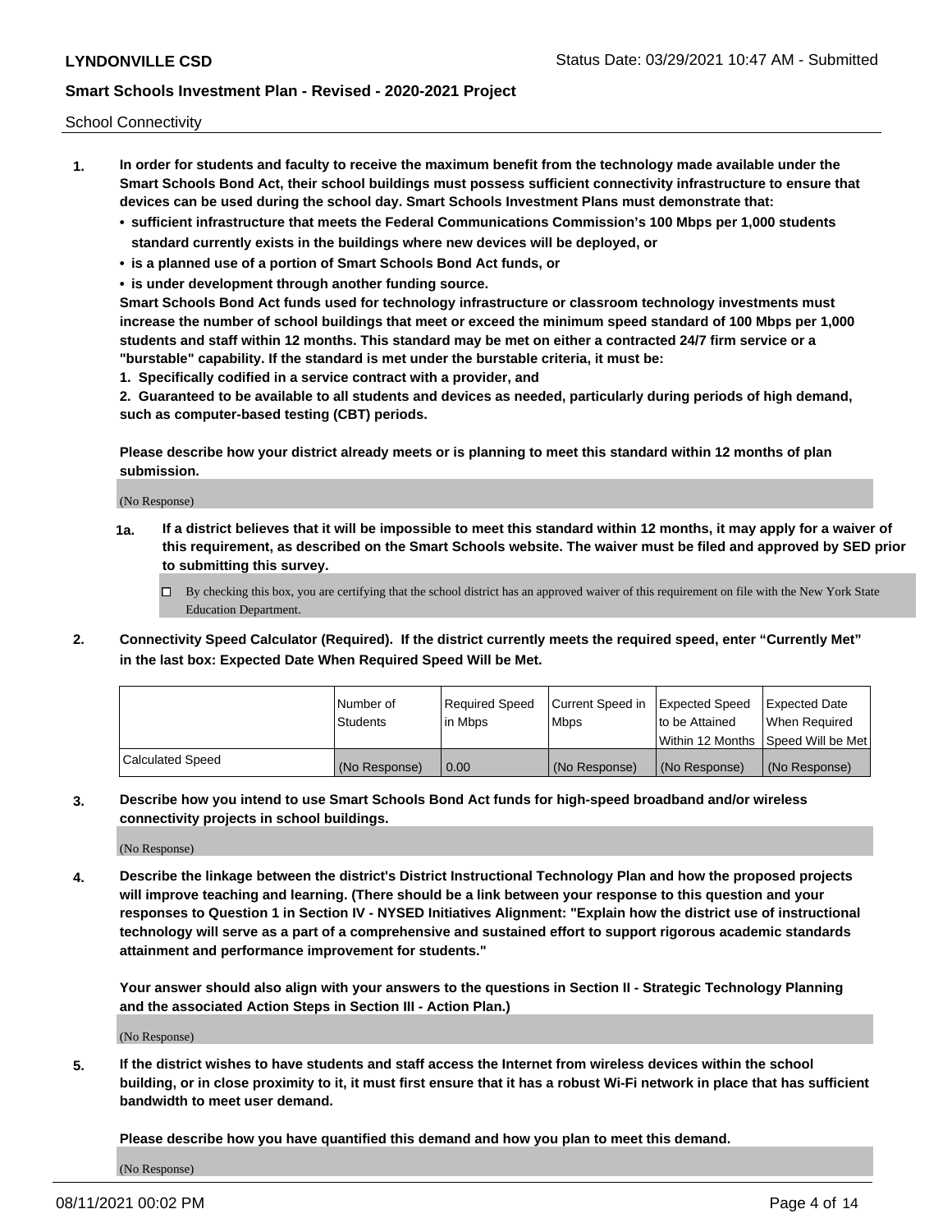School Connectivity

1. **In order for students and faculty to receive the maximum benefit from the technology made available under the Smart Schools Bond Act, their school buildings must possess sufficient connectivity infrastructure to ensure that devices can be used during the school day. Smart Schools Investment Plans must demonstrate that:**
   - **sufficient infrastructure that meets the Federal Communications Commission's 100 Mbps per 1,000 students standard currently exists in the buildings where new devices will be deployed, or**
   - **is a planned use of a portion of Smart Schools Bond Act funds, or**
   - **is under development through another funding source.**

   **Smart Schools Bond Act funds used for technology infrastructure or classroom technology investments must increase the number of school buildings that meet or exceed the minimum speed standard of 100 Mbps per 1,000 students and staff within 12 months. This standard may be met on either a contracted 24/7 firm service or a "burstable" capability. If the standard is met under the burstable criteria, it must be:**

   **1. Specifically codified in a service contract with a provider, and**

   **2. Guaranteed to be available to all students and devices as needed, particularly during periods of high demand, such as computer-based testing (CBT) periods.**

   **Please describe how your district already meets or is planning to meet this standard within 12 months of plan submission.**

   (No Response)

   **1a.** **If a district believes that it will be impossible to meet this standard within 12 months, it may apply for a waiver of this requirement, as described on the Smart Schools website. The waiver must be filed and approved by SED prior to submitting this survey.**

   ☐ By checking this box, you are certifying that the school district has an approved waiver of this requirement on file with the New York State Education Department.

2. **Connectivity Speed Calculator (Required). If the district currently meets the required speed, enter "Currently Met" in the last box: Expected Date When Required Speed Will be Met.**

|  | Number of Students | Required Speed in Mbps | Current Speed in Mbps | Expected Speed to be Attained Within 12 Months | Expected Date When Required Speed Will be Met |
|---|---|---|---|---|---|
| Calculated Speed | (No Response) | 0.00 | (No Response) | (No Response) | (No Response) |

3. **Describe how you intend to use Smart Schools Bond Act funds for high-speed broadband and/or wireless connectivity projects in school buildings.**

   (No Response)

4. **Describe the linkage between the district's District Instructional Technology Plan and how the proposed projects will improve teaching and learning. (There should be a link between your response to this question and your responses to Question 1 in Section IV - NYSED Initiatives Alignment: "Explain how the district use of instructional technology will serve as a part of a comprehensive and sustained effort to support rigorous academic standards attainment and performance improvement for students."**

   **Your answer should also align with your answers to the questions in Section II - Strategic Technology Planning and the associated Action Steps in Section III - Action Plan.)**

   (No Response)

5. **If the district wishes to have students and staff access the Internet from wireless devices within the school building, or in close proximity to it, it must first ensure that it has a robust Wi-Fi network in place that has sufficient bandwidth to meet user demand.**

   **Please describe how you have quantified this demand and how you plan to meet this demand.**

   (No Response)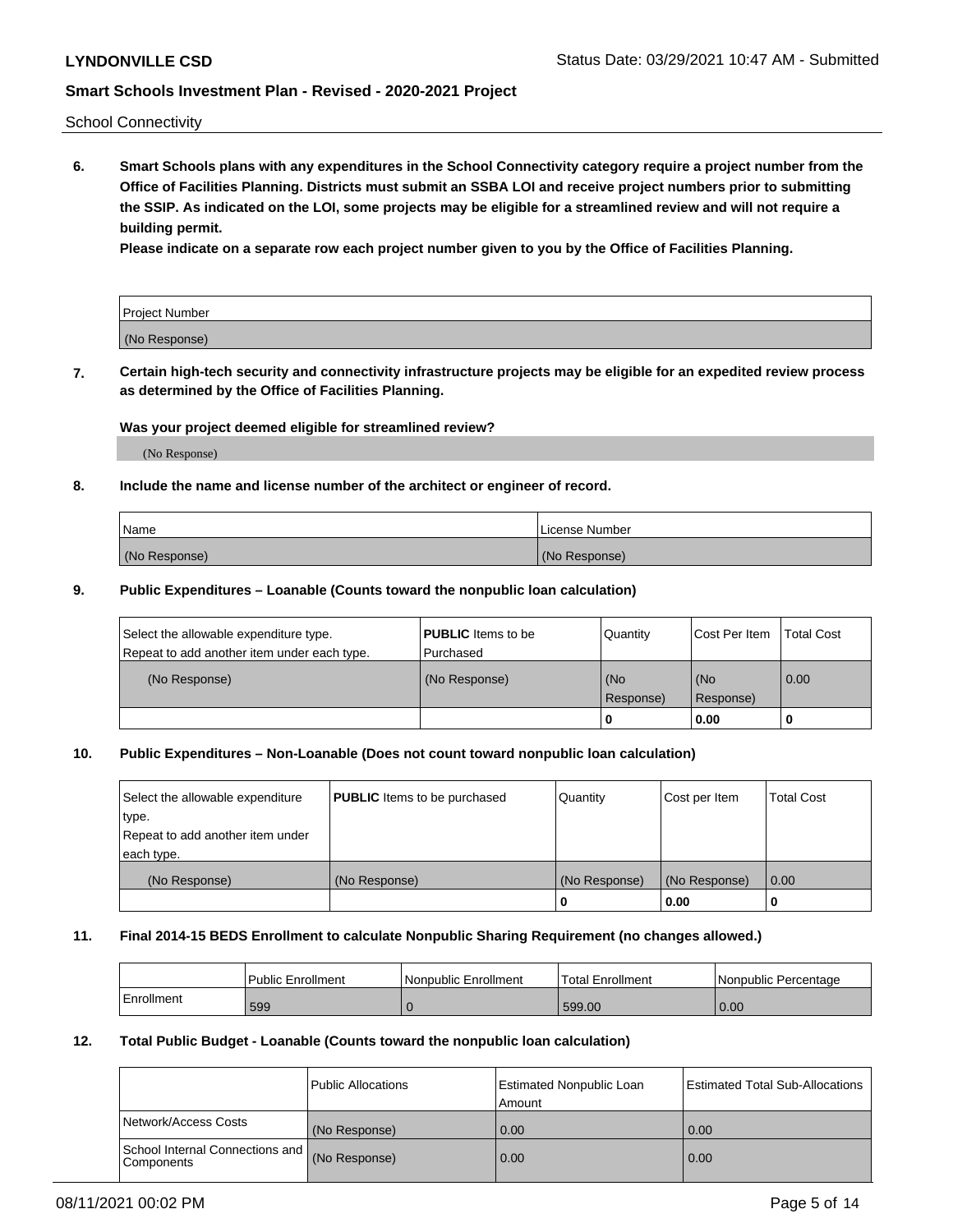School Connectivity

**6. Smart Schools plans with any expenditures in the School Connectivity category require a project number from the Office of Facilities Planning. Districts must submit an SSBA LOI and receive project numbers prior to submitting the SSIP. As indicated on the LOI, some projects may be eligible for a streamlined review and will not require a building permit.**

**Please indicate on a separate row each project number given to you by the Office of Facilities Planning.**

| Project Number |
|---|
| (No Response) |

**7. Certain high-tech security and connectivity infrastructure projects may be eligible for an expedited review process as determined by the Office of Facilities Planning.**

**Was your project deemed eligible for streamlined review?**

(No Response)

**8. Include the name and license number of the architect or engineer of record.**

| Name | License Number |
|---|---|
| (No Response) | (No Response) |

**9. Public Expenditures – Loanable (Counts toward the nonpublic loan calculation)**

| Select the allowable expenditure type. Repeat to add another item under each type. | **PUBLIC** Items to be Purchased | Quantity | Cost Per Item | Total Cost |
|---|---|---|---|---|
| (No Response) | (No Response) | (No Response) | (No Response) | 0.00 |
| | | 0 | 0.00 | 0 |

**10. Public Expenditures – Non-Loanable (Does not count toward nonpublic loan calculation)**

| Select the allowable expenditure type. Repeat to add another item under each type. | **PUBLIC** Items to be purchased | Quantity | Cost per Item | Total Cost |
|---|---|---|---|---|
| (No Response) | (No Response) | (No Response) | (No Response) | 0.00 |
| | | 0 | 0.00 | 0 |

**11. Final 2014-15 BEDS Enrollment to calculate Nonpublic Sharing Requirement (no changes allowed.)**

| | Public Enrollment | Nonpublic Enrollment | Total Enrollment | Nonpublic Percentage |
|---|---|---|---|---|
| Enrollment | 599 | 0 | 599.00 | 0.00 |

**12. Total Public Budget - Loanable (Counts toward the nonpublic loan calculation)**

| | Public Allocations | Estimated Nonpublic Loan Amount | Estimated Total Sub-Allocations |
|---|---|---|---|
| Network/Access Costs | (No Response) | 0.00 | 0.00 |
| School Internal Connections and Components | (No Response) | 0.00 | 0.00 |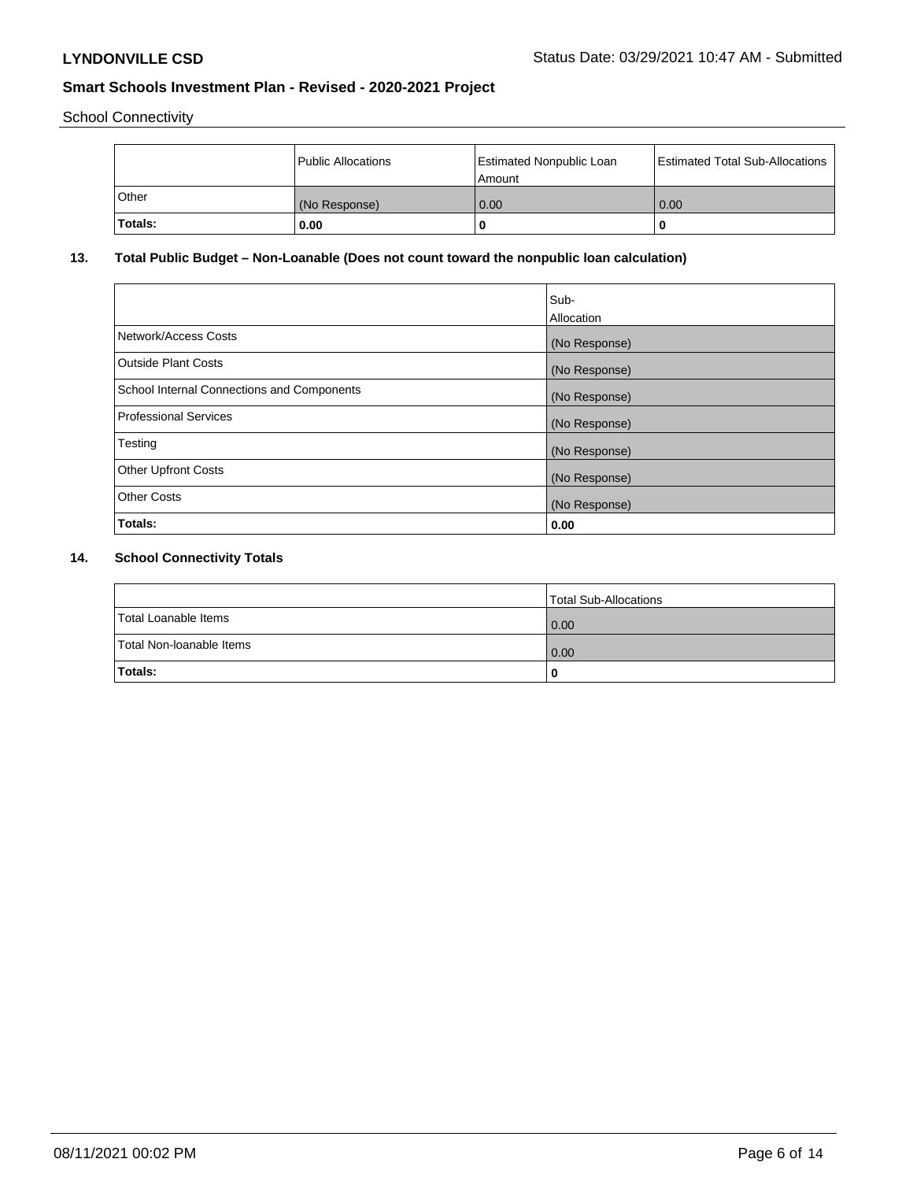School Connectivity

| | Public Allocations | Estimated Nonpublic Loan Amount | Estimated Total Sub-Allocations |
|---|---|---|---|
| Other | (No Response) | 0.00 | 0.00 |
| **Totals:** | **0.00** | **0** | **0** |

## 13. Total Public Budget – Non-Loanable (Does not count toward the nonpublic loan calculation)

| | Sub-Allocation |
|---|---|
| Network/Access Costs | (No Response) |
| Outside Plant Costs | (No Response) |
| School Internal Connections and Components | (No Response) |
| Professional Services | (No Response) |
| Testing | (No Response) |
| Other Upfront Costs | (No Response) |
| Other Costs | (No Response) |
| **Totals:** | **0.00** |

## 14. School Connectivity Totals

| | Total Sub-Allocations |
|---|---|
| Total Loanable Items | 0.00 |
| Total Non-loanable Items | 0.00 |
| **Totals:** | **0** |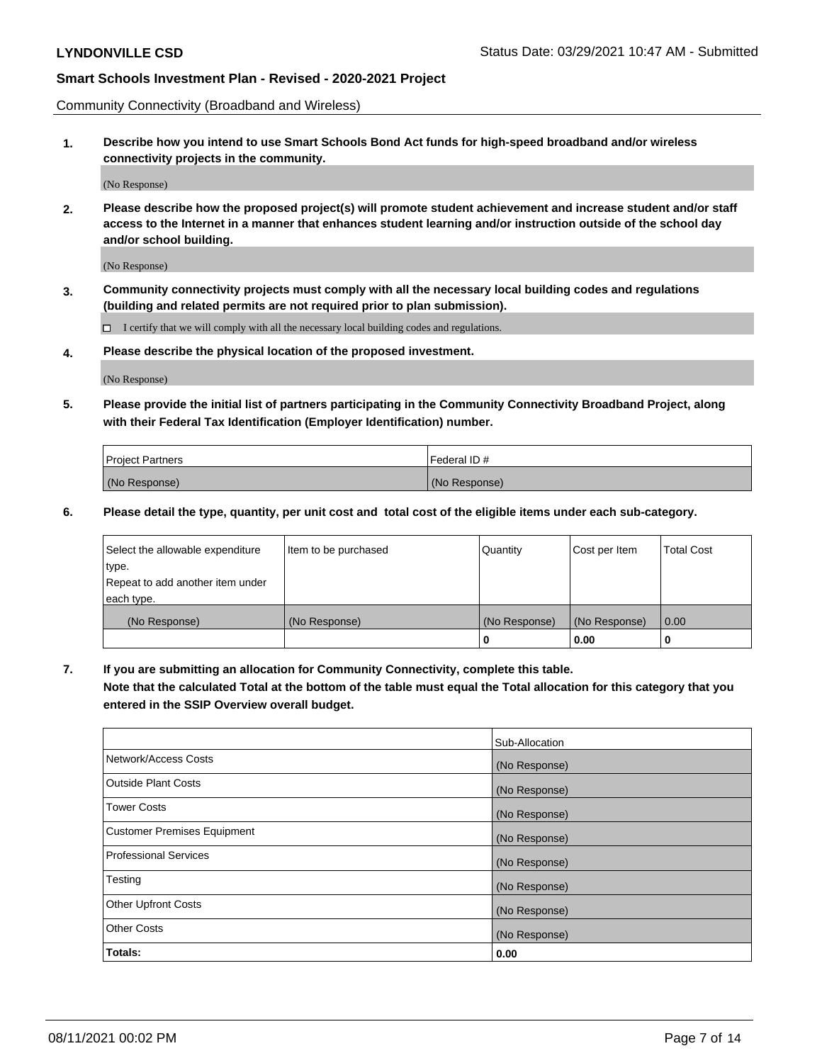Community Connectivity (Broadband and Wireless)

**1. Describe how you intend to use Smart Schools Bond Act funds for high-speed broadband and/or wireless connectivity projects in the community.**

(No Response)

**2. Please describe how the proposed project(s) will promote student achievement and increase student and/or staff access to the Internet in a manner that enhances student learning and/or instruction outside of the school day and/or school building.**

(No Response)

**3. Community connectivity projects must comply with all the necessary local building codes and regulations (building and related permits are not required prior to plan submission).**

☐ I certify that we will comply with all the necessary local building codes and regulations.

**4. Please describe the physical location of the proposed investment.**

(No Response)

**5. Please provide the initial list of partners participating in the Community Connectivity Broadband Project, along with their Federal Tax Identification (Employer Identification) number.**

| Project Partners | Federal ID # |
|---|---|
| (No Response) | (No Response) |

**6. Please detail the type, quantity, per unit cost and total cost of the eligible items under each sub-category.**

| Select the allowable expenditure type. Repeat to add another item under each type. | Item to be purchased | Quantity | Cost per Item | Total Cost |
|---|---|---|---|---|
| (No Response) | (No Response) | (No Response) | (No Response) | 0.00 |
| | | **0** | **0.00** | **0** |

**7. If you are submitting an allocation for Community Connectivity, complete this table.**
**Note that the calculated Total at the bottom of the table must equal the Total allocation for this category that you entered in the SSIP Overview overall budget.**

| | Sub-Allocation |
|---|---|
| Network/Access Costs | (No Response) |
| Outside Plant Costs | (No Response) |
| Tower Costs | (No Response) |
| Customer Premises Equipment | (No Response) |
| Professional Services | (No Response) |
| Testing | (No Response) |
| Other Upfront Costs | (No Response) |
| Other Costs | (No Response) |
| **Totals:** | **0.00** |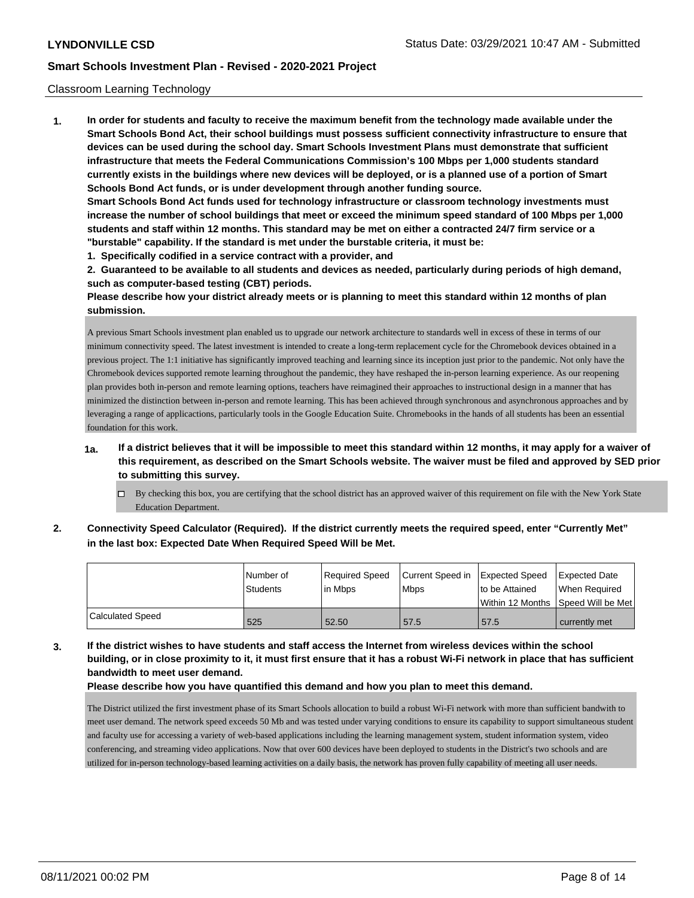Classroom Learning Technology

1. **In order for students and faculty to receive the maximum benefit from the technology made available under the Smart Schools Bond Act, their school buildings must possess sufficient connectivity infrastructure to ensure that devices can be used during the school day. Smart Schools Investment Plans must demonstrate that sufficient infrastructure that meets the Federal Communications Commission's 100 Mbps per 1,000 students standard currently exists in the buildings where new devices will be deployed, or is a planned use of a portion of Smart Schools Bond Act funds, or is under development through another funding source.**

   **Smart Schools Bond Act funds used for technology infrastructure or classroom technology investments must increase the number of school buildings that meet or exceed the minimum speed standard of 100 Mbps per 1,000 students and staff within 12 months. This standard may be met on either a contracted 24/7 firm service or a "burstable" capability. If the standard is met under the burstable criteria, it must be:**

   **1. Specifically codified in a service contract with a provider, and**

   **2. Guaranteed to be available to all students and devices as needed, particularly during periods of high demand, such as computer-based testing (CBT) periods.**

   **Please describe how your district already meets or is planning to meet this standard within 12 months of plan submission.**

   A previous Smart Schools investment plan enabled us to upgrade our network architecture to standards well in excess of these in terms of our minimum connectivity speed. The latest investment is intended to create a long-term replacement cycle for the Chromebook devices obtained in a previous project. The 1:1 initiative has significantly improved teaching and learning since its inception just prior to the pandemic. Not only have the Chromebook devices supported remote learning throughout the pandemic, they have reshaped the in-person learning experience. As our reopening plan provides both in-person and remote learning options, teachers have reimagined their approaches to instructional design in a manner that has minimized the distinction between in-person and remote learning. This has been achieved through synchronous and asynchronous approaches and by leveraging a range of applicactions, particularly tools in the Google Education Suite. Chromebooks in the hands of all students has been an essential foundation for this work.

   **1a. If a district believes that it will be impossible to meet this standard within 12 months, it may apply for a waiver of this requirement, as described on the Smart Schools website. The waiver must be filed and approved by SED prior to submitting this survey.**

   ☐ By checking this box, you are certifying that the school district has an approved waiver of this requirement on file with the New York State Education Department.

2. **Connectivity Speed Calculator (Required). If the district currently meets the required speed, enter "Currently Met" in the last box: Expected Date When Required Speed Will be Met.**

| | Number of Students | Required Speed in Mbps | Current Speed in Mbps | Expected Speed to be Attained Within 12 Months | Expected Date When Required Speed Will be Met |
|---|---|---|---|---|---|
| Calculated Speed | 525 | 52.50 | 57.5 | 57.5 | currently met |

3. **If the district wishes to have students and staff access the Internet from wireless devices within the school building, or in close proximity to it, it must first ensure that it has a robust Wi-Fi network in place that has sufficient bandwidth to meet user demand.**

   **Please describe how you have quantified this demand and how you plan to meet this demand.**

   The District utilized the first investment phase of its Smart Schools allocation to build a robust Wi-Fi network with more than sufficient bandwith to meet user demand. The network speed exceeds 50 Mb and was tested under varying conditions to ensure its capability to support simultaneous student and faculty use for accessing a variety of web-based applications including the learning management system, student information system, video conferencing, and streaming video applications. Now that over 600 devices have been deployed to students in the District's two schools and are utilized for in-person technology-based learning activities on a daily basis, the network has proven fully capability of meeting all user needs.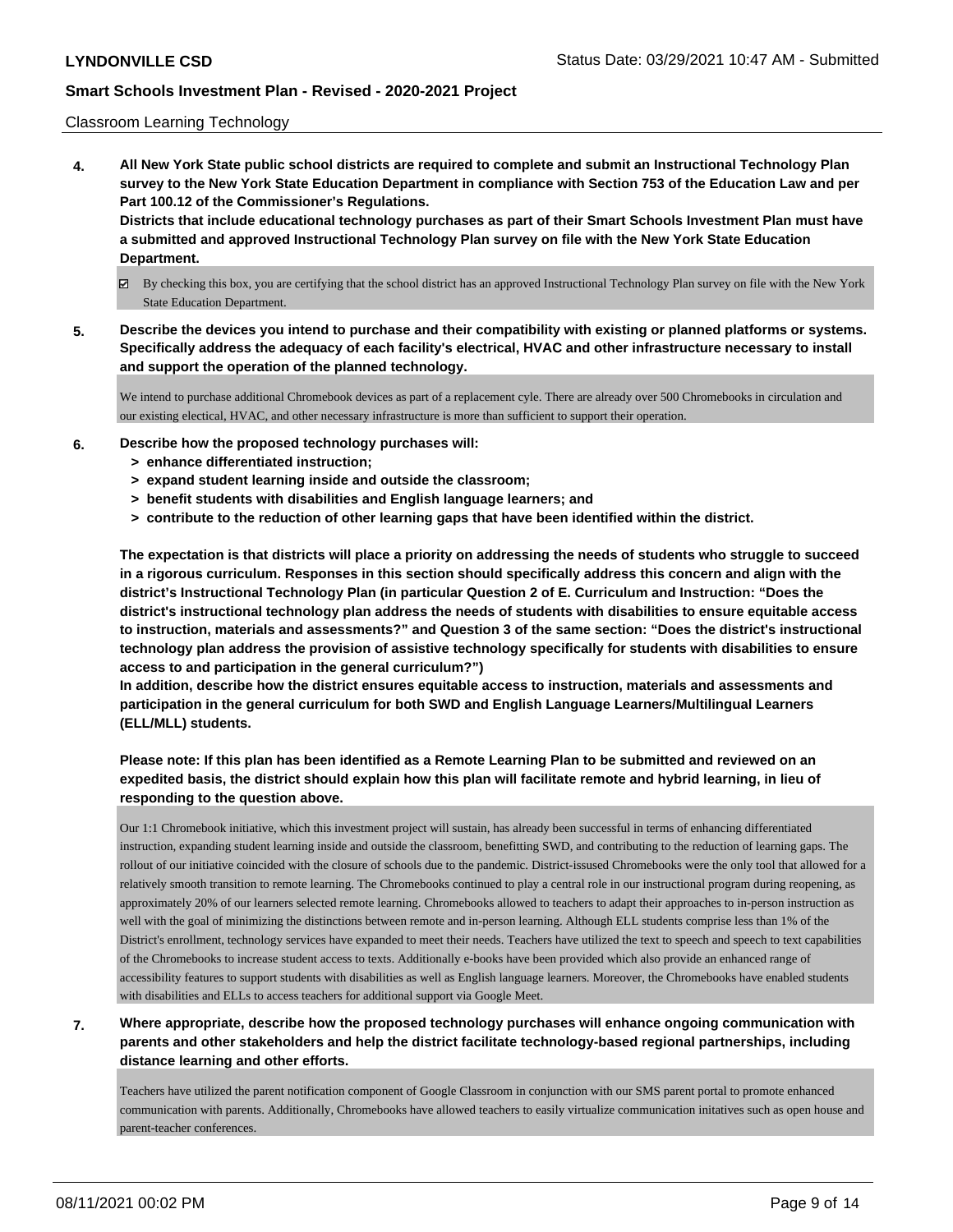Classroom Learning Technology

**4. All New York State public school districts are required to complete and submit an Instructional Technology Plan survey to the New York State Education Department in compliance with Section 753 of the Education Law and per Part 100.12 of the Commissioner's Regulations.**

**Districts that include educational technology purchases as part of their Smart Schools Investment Plan must have a submitted and approved Instructional Technology Plan survey on file with the New York State Education Department.**

☑ By checking this box, you are certifying that the school district has an approved Instructional Technology Plan survey on file with the New York State Education Department.

**5. Describe the devices you intend to purchase and their compatibility with existing or planned platforms or systems. Specifically address the adequacy of each facility's electrical, HVAC and other infrastructure necessary to install and support the operation of the planned technology.**

We intend to purchase additional Chromebook devices as part of a replacement cyle. There are already over 500 Chromebooks in circulation and our existing electical, HVAC, and other necessary infrastructure is more than sufficient to support their operation.

**6. Describe how the proposed technology purchases will:**
- **> enhance differentiated instruction;**
- **> expand student learning inside and outside the classroom;**
- **> benefit students with disabilities and English language learners; and**
- **> contribute to the reduction of other learning gaps that have been identified within the district.**

**The expectation is that districts will place a priority on addressing the needs of students who struggle to succeed in a rigorous curriculum. Responses in this section should specifically address this concern and align with the district's Instructional Technology Plan (in particular Question 2 of E. Curriculum and Instruction: "Does the district's instructional technology plan address the needs of students with disabilities to ensure equitable access to instruction, materials and assessments?" and Question 3 of the same section: "Does the district's instructional technology plan address the provision of assistive technology specifically for students with disabilities to ensure access to and participation in the general curriculum?")**

**In addition, describe how the district ensures equitable access to instruction, materials and assessments and participation in the general curriculum for both SWD and English Language Learners/Multilingual Learners (ELL/MLL) students.**

**Please note: If this plan has been identified as a Remote Learning Plan to be submitted and reviewed on an expedited basis, the district should explain how this plan will facilitate remote and hybrid learning, in lieu of responding to the question above.**

Our 1:1 Chromebook initiative, which this investment project will sustain, has already been successful in terms of enhancing differentiated instruction, expanding student learning inside and outside the classroom, benefitting SWD, and contributing to the reduction of learning gaps. The rollout of our initiative coincided with the closure of schools due to the pandemic. District-issued Chromebooks were the only tool that allowed for a relatively smooth transition to remote learning. The Chromebooks continued to play a central role in our instructional program during reopening, as approximately 20% of our learners selected remote learning. Chromebooks allowed to teachers to adapt their approaches to in-person instruction as well with the goal of minimizing the distinctions between remote and in-person learning. Although ELL students comprise less than 1% of the District's enrollment, technology services have expanded to meet their needs. Teachers have utilized the text to speech and speech to text capabilities of the Chromebooks to increase student access to texts. Additionally e-books have been provided which also provide an enhanced range of accessibility features to support students with disabilities as well as English language learners. Moreover, the Chromebooks have enabled students with disabilities and ELLs to access teachers for additional support via Google Meet.

**7. Where appropriate, describe how the proposed technology purchases will enhance ongoing communication with parents and other stakeholders and help the district facilitate technology-based regional partnerships, including distance learning and other efforts.**

Teachers have utilized the parent notification component of Google Classroom in conjunction with our SMS parent portal to promote enhanced communication with parents. Additionally, Chromebooks have allowed teachers to easily virtualize communication initatives such as open house and parent-teacher conferences.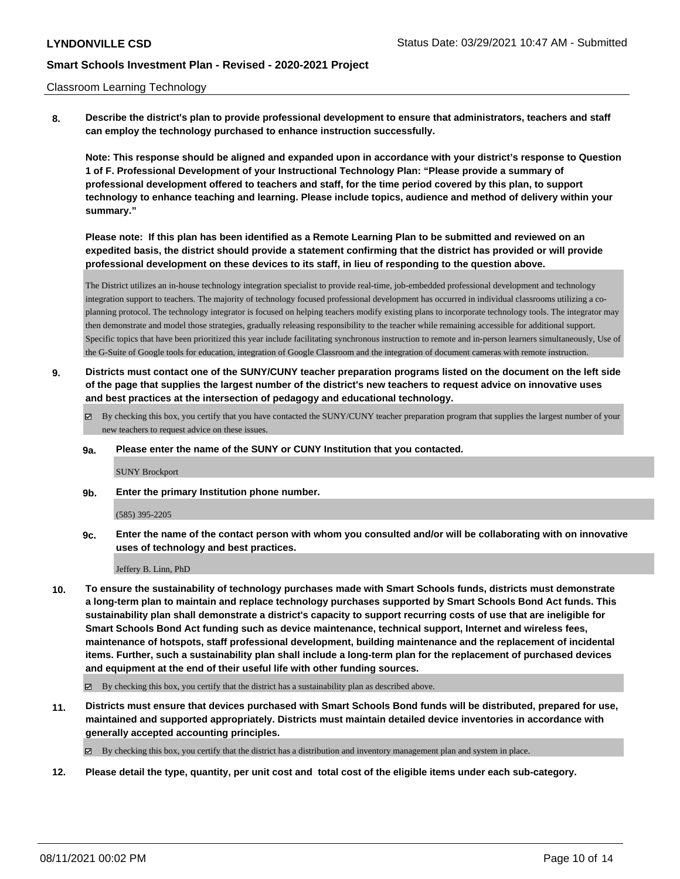Classroom Learning Technology

**8. Describe the district's plan to provide professional development to ensure that administrators, teachers and staff can employ the technology purchased to enhance instruction successfully.**

**Note: This response should be aligned and expanded upon in accordance with your district's response to Question 1 of F. Professional Development of your Instructional Technology Plan: "Please provide a summary of professional development offered to teachers and staff, for the time period covered by this plan, to support technology to enhance teaching and learning. Please include topics, audience and method of delivery within your summary."**

**Please note: If this plan has been identified as a Remote Learning Plan to be submitted and reviewed on an expedited basis, the district should provide a statement confirming that the district has provided or will provide professional development on these devices to its staff, in lieu of responding to the question above.**

The District utilizes an in-house technology integration specialist to provide real-time, job-embedded professional development and technology integration support to teachers. The majority of technology focused professional development has occurred in individual classrooms utilizing a co-planning protocol. The technology integrator is focused on helping teachers modify existing plans to incorporate technology tools. The integrator may then demonstrate and model those strategies, gradually releasing responsibility to the teacher while remaining accessible for additional support. Specific topics that have been prioritized this year include facilitating synchronous instruction to remote and in-person learners simultaneously, Use of the G-Suite of Google tools for education, integration of Google Classroom and the integration of document cameras with remote instruction.

**9. Districts must contact one of the SUNY/CUNY teacher preparation programs listed on the document on the left side of the page that supplies the largest number of the district's new teachers to request advice on innovative uses and best practices at the intersection of pedagogy and educational technology.**

☑ By checking this box, you certify that you have contacted the SUNY/CUNY teacher preparation program that supplies the largest number of your new teachers to request advice on these issues.

**9a. Please enter the name of the SUNY or CUNY Institution that you contacted.**

SUNY Brockport

**9b. Enter the primary Institution phone number.**

(585) 395-2205

**9c. Enter the name of the contact person with whom you consulted and/or will be collaborating with on innovative uses of technology and best practices.**

Jeffery B. Linn, PhD

**10. To ensure the sustainability of technology purchases made with Smart Schools funds, districts must demonstrate a long-term plan to maintain and replace technology purchases supported by Smart Schools Bond Act funds. This sustainability plan shall demonstrate a district's capacity to support recurring costs of use that are ineligible for Smart Schools Bond Act funding such as device maintenance, technical support, Internet and wireless fees, maintenance of hotspots, staff professional development, building maintenance and the replacement of incidental items. Further, such a sustainability plan shall include a long-term plan for the replacement of purchased devices and equipment at the end of their useful life with other funding sources.**

☑ By checking this box, you certify that the district has a sustainability plan as described above.

**11. Districts must ensure that devices purchased with Smart Schools Bond funds will be distributed, prepared for use, maintained and supported appropriately. Districts must maintain detailed device inventories in accordance with generally accepted accounting principles.**

☑ By checking this box, you certify that the district has a distribution and inventory management plan and system in place.

**12. Please detail the type, quantity, per unit cost and total cost of the eligible items under each sub-category.**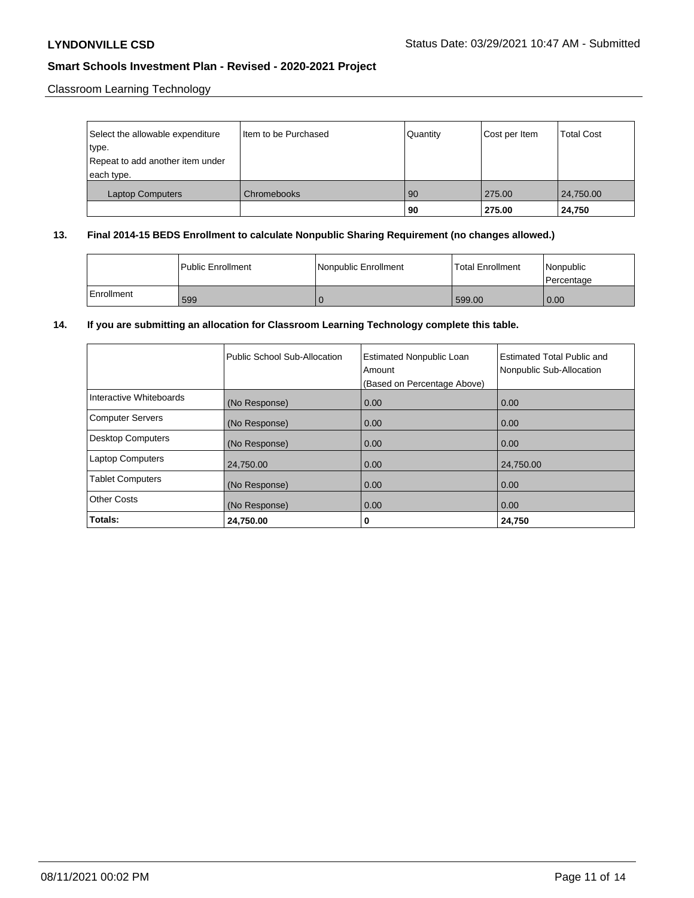Classroom Learning Technology

| Select the allowable expenditure type. Repeat to add another item under each type. | Item to be Purchased | Quantity | Cost per Item | Total Cost |
|---|---|---|---|---|
| Laptop Computers | Chromebooks | 90 | 275.00 | 24,750.00 |
| | | **90** | **275.00** | **24,750** |

## 13. Final 2014-15 BEDS Enrollment to calculate Nonpublic Sharing Requirement (no changes allowed.)

| | Public Enrollment | Nonpublic Enrollment | Total Enrollment | Nonpublic Percentage |
|---|---|---|---|---|
| Enrollment | 599 | 0 | 599.00 | 0.00 |

## 14. If you are submitting an allocation for Classroom Learning Technology complete this table.

| | Public School Sub-Allocation | Estimated Nonpublic Loan Amount (Based on Percentage Above) | Estimated Total Public and Nonpublic Sub-Allocation |
|---|---|---|---|
| Interactive Whiteboards | (No Response) | 0.00 | 0.00 |
| Computer Servers | (No Response) | 0.00 | 0.00 |
| Desktop Computers | (No Response) | 0.00 | 0.00 |
| Laptop Computers | 24,750.00 | 0.00 | 24,750.00 |
| Tablet Computers | (No Response) | 0.00 | 0.00 |
| Other Costs | (No Response) | 0.00 | 0.00 |
| **Totals:** | **24,750.00** | **0** | **24,750** |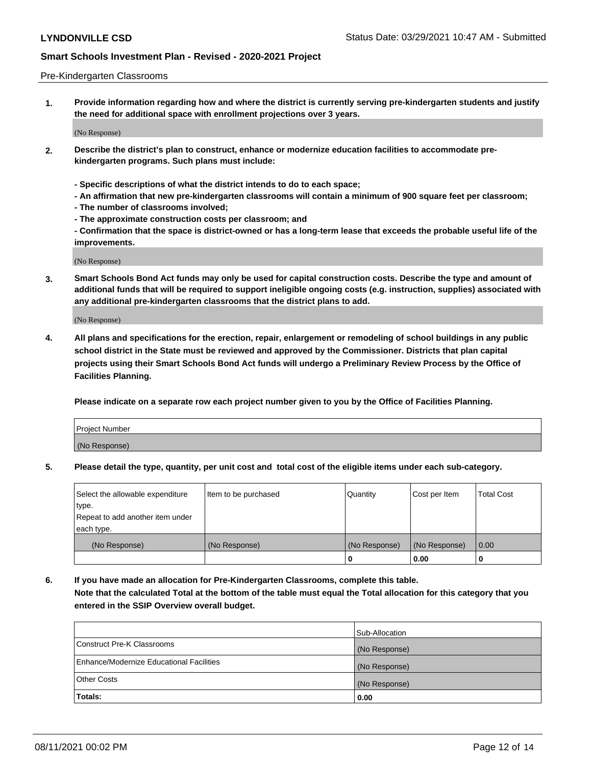Pre-Kindergarten Classrooms

**1. Provide information regarding how and where the district is currently serving pre-kindergarten students and justify the need for additional space with enrollment projections over 3 years.**

(No Response)

**2. Describe the district's plan to construct, enhance or modernize education facilities to accommodate pre-kindergarten programs. Such plans must include:**

**- Specific descriptions of what the district intends to do to each space;**
**- An affirmation that new pre-kindergarten classrooms will contain a minimum of 900 square feet per classroom;**
**- The number of classrooms involved;**
**- The approximate construction costs per classroom; and**
**- Confirmation that the space is district-owned or has a long-term lease that exceeds the probable useful life of the improvements.**

(No Response)

**3. Smart Schools Bond Act funds may only be used for capital construction costs. Describe the type and amount of additional funds that will be required to support ineligible ongoing costs (e.g. instruction, supplies) associated with any additional pre-kindergarten classrooms that the district plans to add.**

(No Response)

**4. All plans and specifications for the erection, repair, enlargement or remodeling of school buildings in any public school district in the State must be reviewed and approved by the Commissioner. Districts that plan capital projects using their Smart Schools Bond Act funds will undergo a Preliminary Review Process by the Office of Facilities Planning.**

**Please indicate on a separate row each project number given to you by the Office of Facilities Planning.**

| Project Number |
|---|
| (No Response) |

**5. Please detail the type, quantity, per unit cost and total cost of the eligible items under each sub-category.**

| Select the allowable expenditure type. Repeat to add another item under each type. | Item to be purchased | Quantity | Cost per Item | Total Cost |
|---|---|---|---|---|
| (No Response) | (No Response) | (No Response) | (No Response) | 0.00 |
| | | 0 | 0.00 | 0 |

**6. If you have made an allocation for Pre-Kindergarten Classrooms, complete this table.**
**Note that the calculated Total at the bottom of the table must equal the Total allocation for this category that you entered in the SSIP Overview overall budget.**

| | Sub-Allocation |
|---|---|
| Construct Pre-K Classrooms | (No Response) |
| Enhance/Modernize Educational Facilities | (No Response) |
| Other Costs | (No Response) |
| **Totals:** | **0.00** |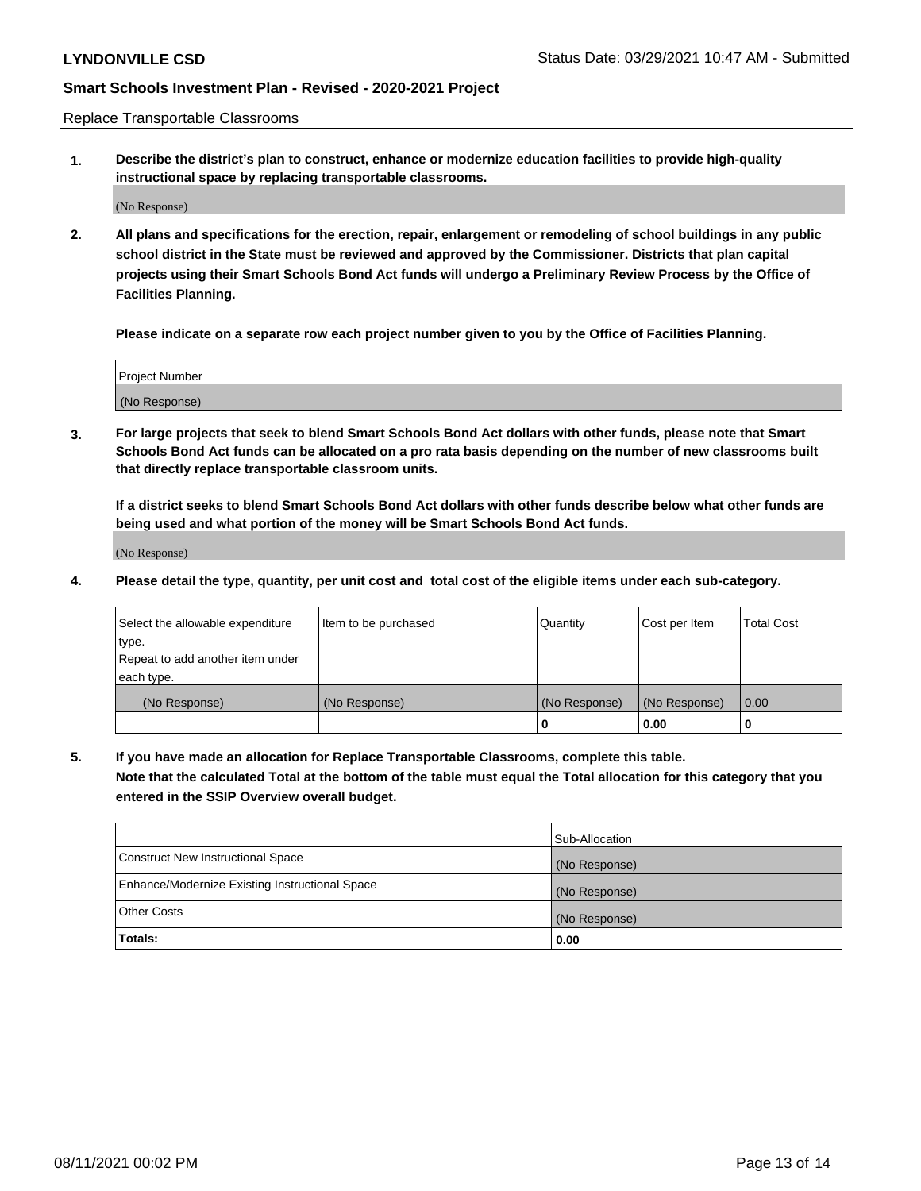Replace Transportable Classrooms

1. **Describe the district's plan to construct, enhance or modernize education facilities to provide high-quality instructional space by replacing transportable classrooms.**

(No Response)

2. **All plans and specifications for the erection, repair, enlargement or remodeling of school buildings in any public school district in the State must be reviewed and approved by the Commissioner. Districts that plan capital projects using their Smart Schools Bond Act funds will undergo a Preliminary Review Process by the Office of Facilities Planning.**

**Please indicate on a separate row each project number given to you by the Office of Facilities Planning.**

| Project Number |
| --- |
| (No Response) |

3. **For large projects that seek to blend Smart Schools Bond Act dollars with other funds, please note that Smart Schools Bond Act funds can be allocated on a pro rata basis depending on the number of new classrooms built that directly replace transportable classroom units.**

**If a district seeks to blend Smart Schools Bond Act dollars with other funds describe below what other funds are being used and what portion of the money will be Smart Schools Bond Act funds.**

(No Response)

4. **Please detail the type, quantity, per unit cost and total cost of the eligible items under each sub-category.**

| Select the allowable expenditure type. Repeat to add another item under each type. | Item to be purchased | Quantity | Cost per Item | Total Cost |
| --- | --- | --- | --- | --- |
| (No Response) | (No Response) | (No Response) | (No Response) | 0.00 |
| | | 0 | 0.00 | 0 |

5. **If you have made an allocation for Replace Transportable Classrooms, complete this table. Note that the calculated Total at the bottom of the table must equal the Total allocation for this category that you entered in the SSIP Overview overall budget.**

| | Sub-Allocation |
| --- | --- |
| Construct New Instructional Space | (No Response) |
| Enhance/Modernize Existing Instructional Space | (No Response) |
| Other Costs | (No Response) |
| **Totals:** | **0.00** |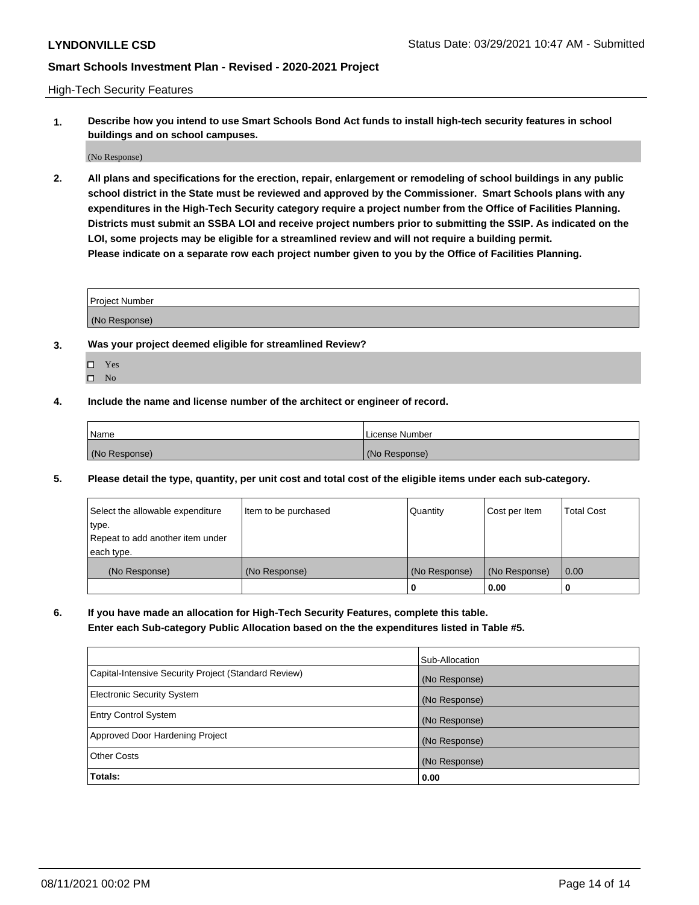High-Tech Security Features

**1. Describe how you intend to use Smart Schools Bond Act funds to install high-tech security features in school buildings and on school campuses.**

(No Response)

**2. All plans and specifications for the erection, repair, enlargement or remodeling of school buildings in any public school district in the State must be reviewed and approved by the Commissioner. Smart Schools plans with any expenditures in the High-Tech Security category require a project number from the Office of Facilities Planning. Districts must submit an SSBA LOI and receive project numbers prior to submitting the SSIP. As indicated on the LOI, some projects may be eligible for a streamlined review and will not require a building permit.**
**Please indicate on a separate row each project number given to you by the Office of Facilities Planning.**

| Project Number |
|---|
| (No Response) |

**3. Was your project deemed eligible for streamlined Review?**

- ☐ Yes
- ☐ No

**4. Include the name and license number of the architect or engineer of record.**

| Name | License Number |
|---|---|
| (No Response) | (No Response) |

**5. Please detail the type, quantity, per unit cost and total cost of the eligible items under each sub-category.**

| Select the allowable expenditure type. Repeat to add another item under each type. | Item to be purchased | Quantity | Cost per Item | Total Cost |
|---|---|---|---|---|
| (No Response) | (No Response) | (No Response) | (No Response) | 0.00 |
| | | 0 | 0.00 | 0 |

**6. If you have made an allocation for High-Tech Security Features, complete this table.**
**Enter each Sub-category Public Allocation based on the the expenditures listed in Table #5.**

| | Sub-Allocation |
|---|---|
| Capital-Intensive Security Project (Standard Review) | (No Response) |
| Electronic Security System | (No Response) |
| Entry Control System | (No Response) |
| Approved Door Hardening Project | (No Response) |
| Other Costs | (No Response) |
| **Totals:** | **0.00** |